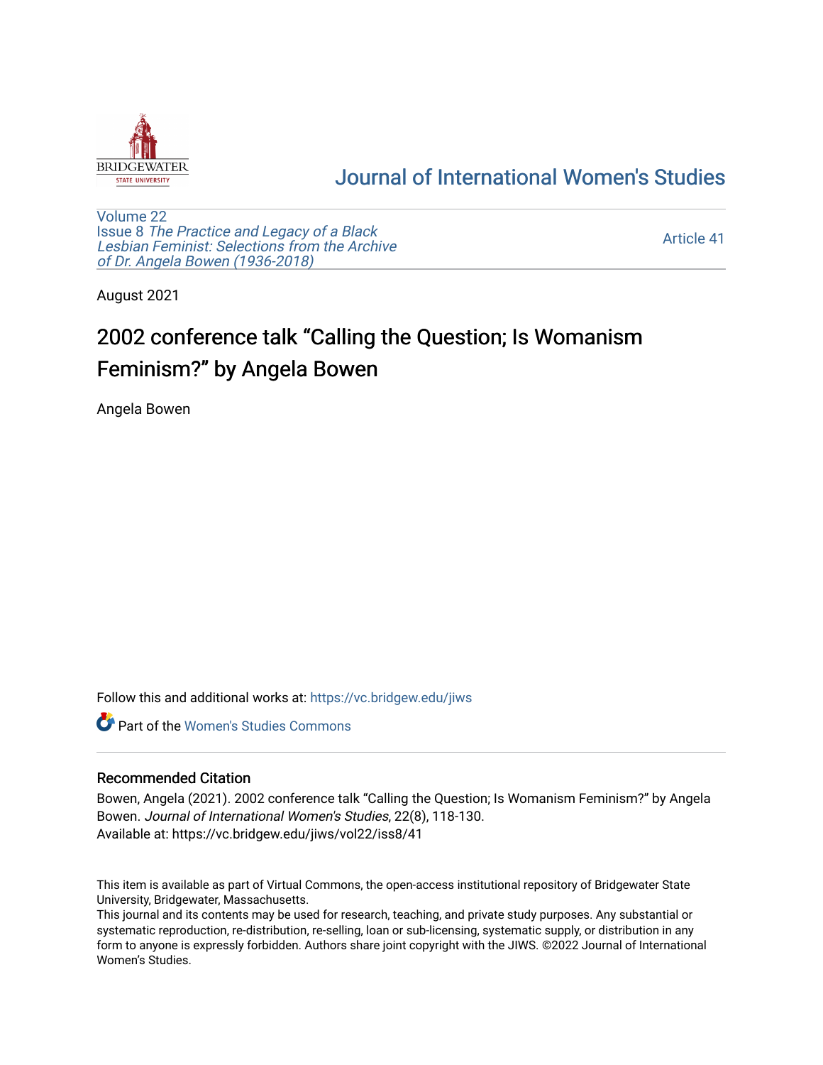Journal of International Women's Studies

Volume 22
Issue 8 *The Practice and Legacy of a Black Lesbian Feminist: Selections from the Archive of Dr. Angela Bowen (1936-2018)*

Article 41

August 2021

# 2002 conference talk “Calling the Question; Is Womanism Feminism?” by Angela Bowen

Angela Bowen

Follow this and additional works at: https://vc.bridgew.edu/jiws

Part of the Women's Studies Commons

## Recommended Citation

Bowen, Angela (2021). 2002 conference talk “Calling the Question; Is Womanism Feminism?” by Angela Bowen. *Journal of International Women's Studies*, 22(8), 118-130.
Available at: https://vc.bridgew.edu/jiws/vol22/iss8/41

This item is available as part of Virtual Commons, the open-access institutional repository of Bridgewater State University, Bridgewater, Massachusetts.
This journal and its contents may be used for research, teaching, and private study purposes. Any substantial or systematic reproduction, re-distribution, re-selling, loan or sub-licensing, systematic supply, or distribution in any form to anyone is expressly forbidden. Authors share joint copyright with the JIWS. ©2022 Journal of International Women's Studies.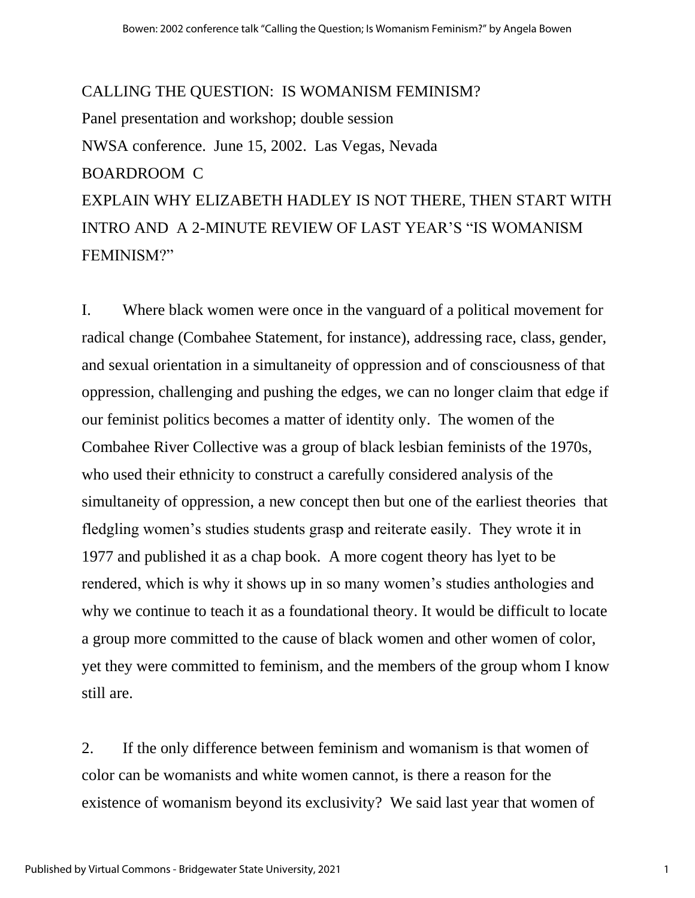CALLING THE QUESTION: IS WOMANISM FEMINISM?

Panel presentation and workshop; double session

NWSA conference. June 15, 2002. Las Vegas, Nevada

BOARDROOM C

EXPLAIN WHY ELIZABETH HADLEY IS NOT THERE, THEN START WITH INTRO AND A 2-MINUTE REVIEW OF LAST YEAR'S "IS WOMANISM FEMINISM?"

I. Where black women were once in the vanguard of a political movement for radical change (Combahee Statement, for instance), addressing race, class, gender, and sexual orientation in a simultaneity of oppression and of consciousness of that oppression, challenging and pushing the edges, we can no longer claim that edge if our feminist politics becomes a matter of identity only. The women of the Combahee River Collective was a group of black lesbian feminists of the 1970s, who used their ethnicity to construct a carefully considered analysis of the simultaneity of oppression, a new concept then but one of the earliest theories that fledgling women's studies students grasp and reiterate easily. They wrote it in 1977 and published it as a chap book. A more cogent theory has lyet to be rendered, which is why it shows up in so many women's studies anthologies and why we continue to teach it as a foundational theory. It would be difficult to locate a group more committed to the cause of black women and other women of color, yet they were committed to feminism, and the members of the group whom I know still are.

2. If the only difference between feminism and womanism is that women of color can be womanists and white women cannot, is there a reason for the existence of womanism beyond its exclusivity? We said last year that women of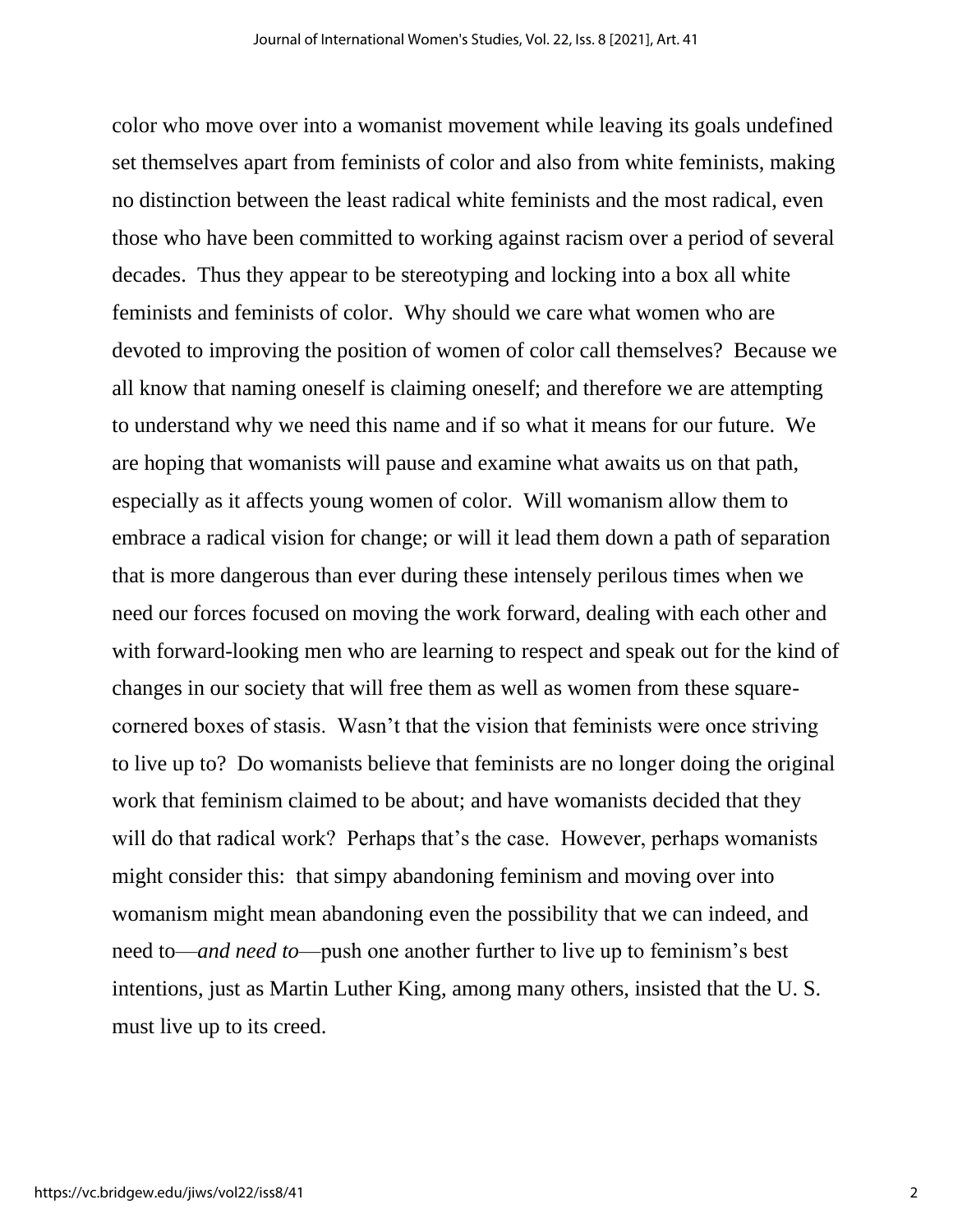color who move over into a womanist movement while leaving its goals undefined set themselves apart from feminists of color and also from white feminists, making no distinction between the least radical white feminists and the most radical, even those who have been committed to working against racism over a period of several decades. Thus they appear to be stereotyping and locking into a box all white feminists and feminists of color. Why should we care what women who are devoted to improving the position of women of color call themselves? Because we all know that naming oneself is claiming oneself; and therefore we are attempting to understand why we need this name and if so what it means for our future. We are hoping that womanists will pause and examine what awaits us on that path, especially as it affects young women of color. Will womanism allow them to embrace a radical vision for change; or will it lead them down a path of separation that is more dangerous than ever during these intensely perilous times when we need our forces focused on moving the work forward, dealing with each other and with forward-looking men who are learning to respect and speak out for the kind of changes in our society that will free them as well as women from these square-cornered boxes of stasis. Wasn't that the vision that feminists were once striving to live up to? Do womanists believe that feminists are no longer doing the original work that feminism claimed to be about; and have womanists decided that they will do that radical work? Perhaps that's the case. However, perhaps womanists might consider this: that simpy abandoning feminism and moving over into womanism might mean abandoning even the possibility that we can indeed, and need to—*and need to*—push one another further to live up to feminism's best intentions, just as Martin Luther King, among many others, insisted that the U. S. must live up to its creed.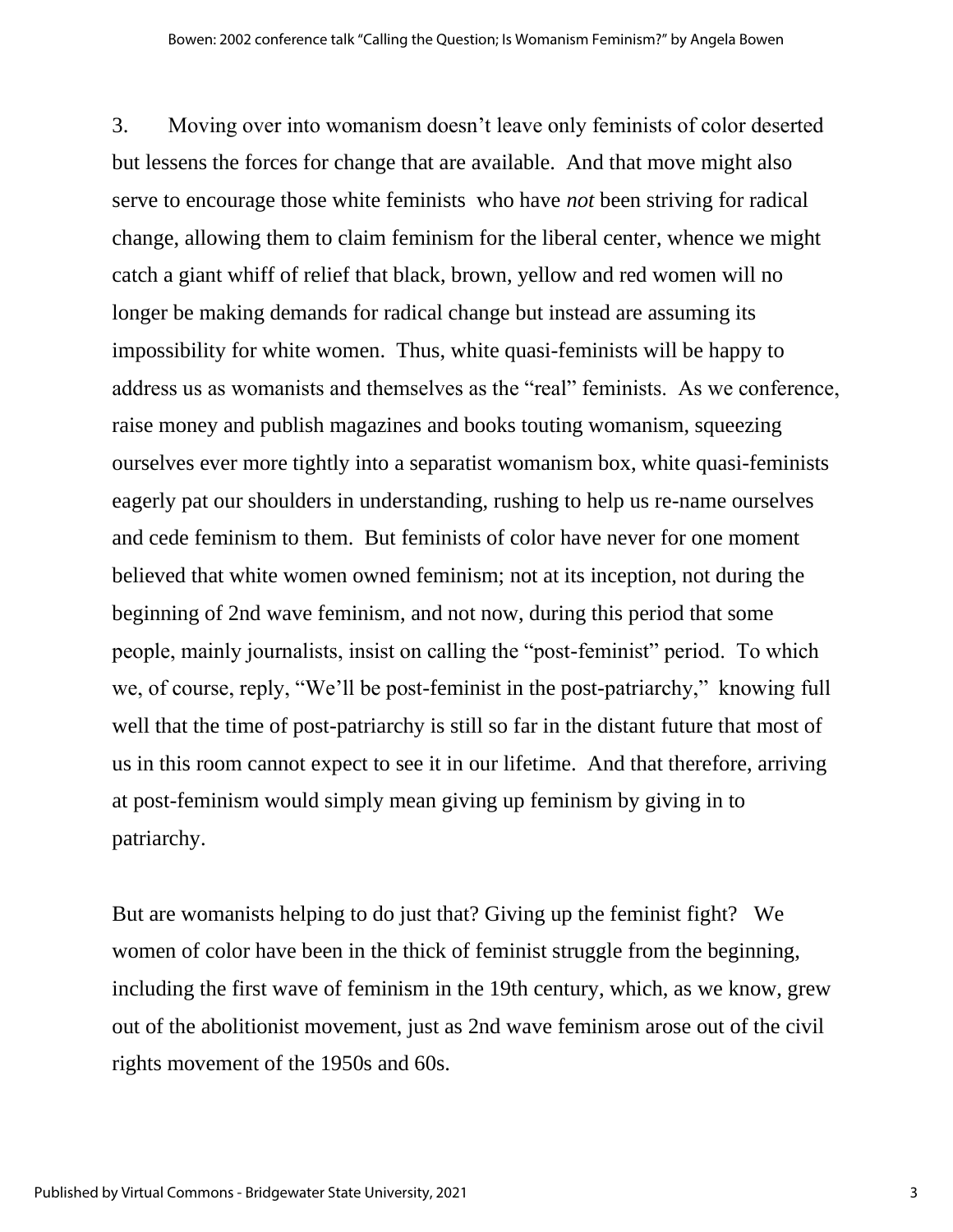3. Moving over into womanism doesn't leave only feminists of color deserted but lessens the forces for change that are available. And that move might also serve to encourage those white feminists who have *not* been striving for radical change, allowing them to claim feminism for the liberal center, whence we might catch a giant whiff of relief that black, brown, yellow and red women will no longer be making demands for radical change but instead are assuming its impossibility for white women. Thus, white quasi-feminists will be happy to address us as womanists and themselves as the "real" feminists. As we conference, raise money and publish magazines and books touting womanism, squeezing ourselves ever more tightly into a separatist womanism box, white quasi-feminists eagerly pat our shoulders in understanding, rushing to help us re-name ourselves and cede feminism to them. But feminists of color have never for one moment believed that white women owned feminism; not at its inception, not during the beginning of 2nd wave feminism, and not now, during this period that some people, mainly journalists, insist on calling the "post-feminist" period. To which we, of course, reply, "We'll be post-feminist in the post-patriarchy," knowing full well that the time of post-patriarchy is still so far in the distant future that most of us in this room cannot expect to see it in our lifetime. And that therefore, arriving at post-feminism would simply mean giving up feminism by giving in to patriarchy.

But are womanists helping to do just that? Giving up the feminist fight? We women of color have been in the thick of feminist struggle from the beginning, including the first wave of feminism in the 19th century, which, as we know, grew out of the abolitionist movement, just as 2nd wave feminism arose out of the civil rights movement of the 1950s and 60s.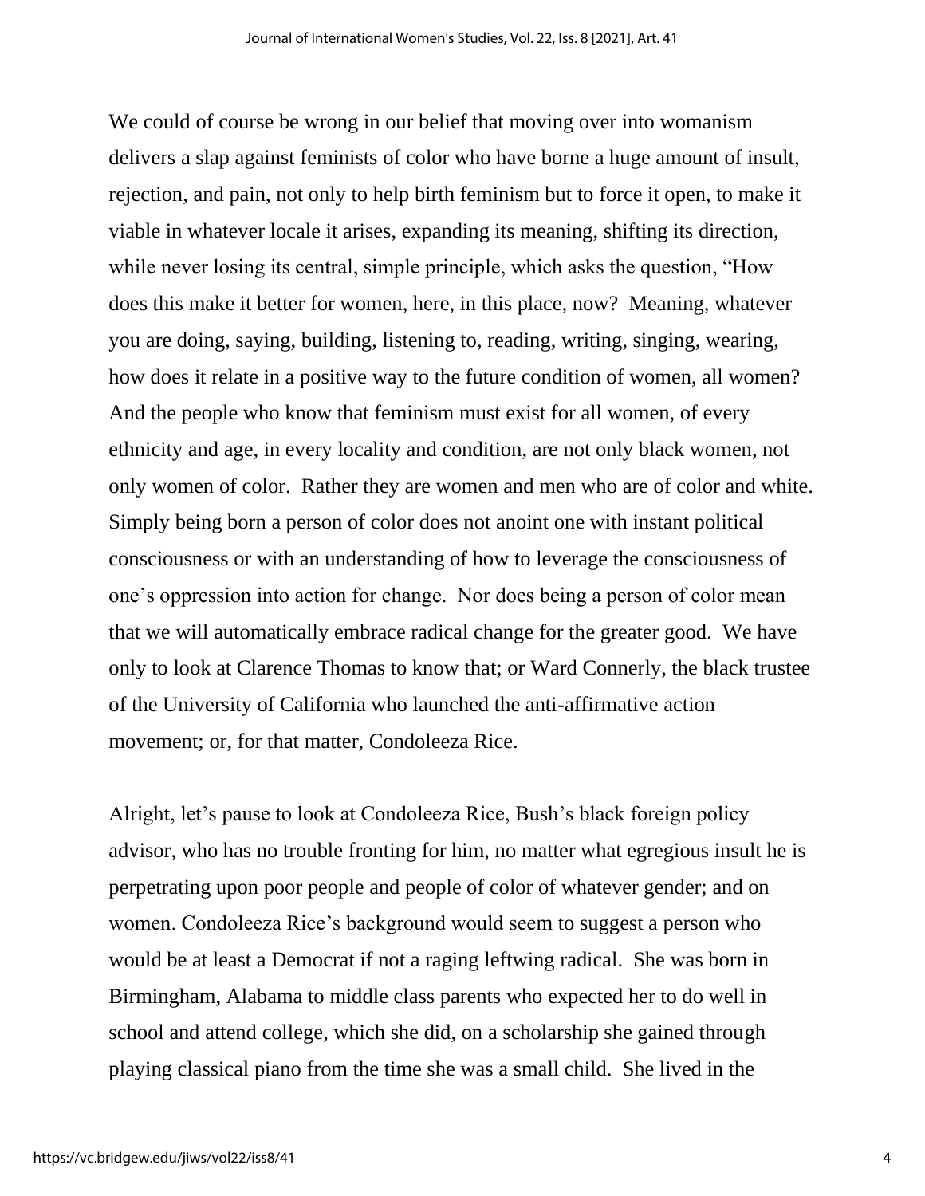We could of course be wrong in our belief that moving over into womanism delivers a slap against feminists of color who have borne a huge amount of insult, rejection, and pain, not only to help birth feminism but to force it open, to make it viable in whatever locale it arises, expanding its meaning, shifting its direction, while never losing its central, simple principle, which asks the question, "How does this make it better for women, here, in this place, now? Meaning, whatever you are doing, saying, building, listening to, reading, writing, singing, wearing, how does it relate in a positive way to the future condition of women, all women? And the people who know that feminism must exist for all women, of every ethnicity and age, in every locality and condition, are not only black women, not only women of color. Rather they are women and men who are of color and white. Simply being born a person of color does not anoint one with instant political consciousness or with an understanding of how to leverage the consciousness of one's oppression into action for change. Nor does being a person of color mean that we will automatically embrace radical change for the greater good. We have only to look at Clarence Thomas to know that; or Ward Connerly, the black trustee of the University of California who launched the anti-affirmative action movement; or, for that matter, Condoleeza Rice.

Alright, let's pause to look at Condoleeza Rice, Bush's black foreign policy advisor, who has no trouble fronting for him, no matter what egregious insult he is perpetrating upon poor people and people of color of whatever gender; and on women. Condoleeza Rice's background would seem to suggest a person who would be at least a Democrat if not a raging leftwing radical. She was born in Birmingham, Alabama to middle class parents who expected her to do well in school and attend college, which she did, on a scholarship she gained through playing classical piano from the time she was a small child. She lived in the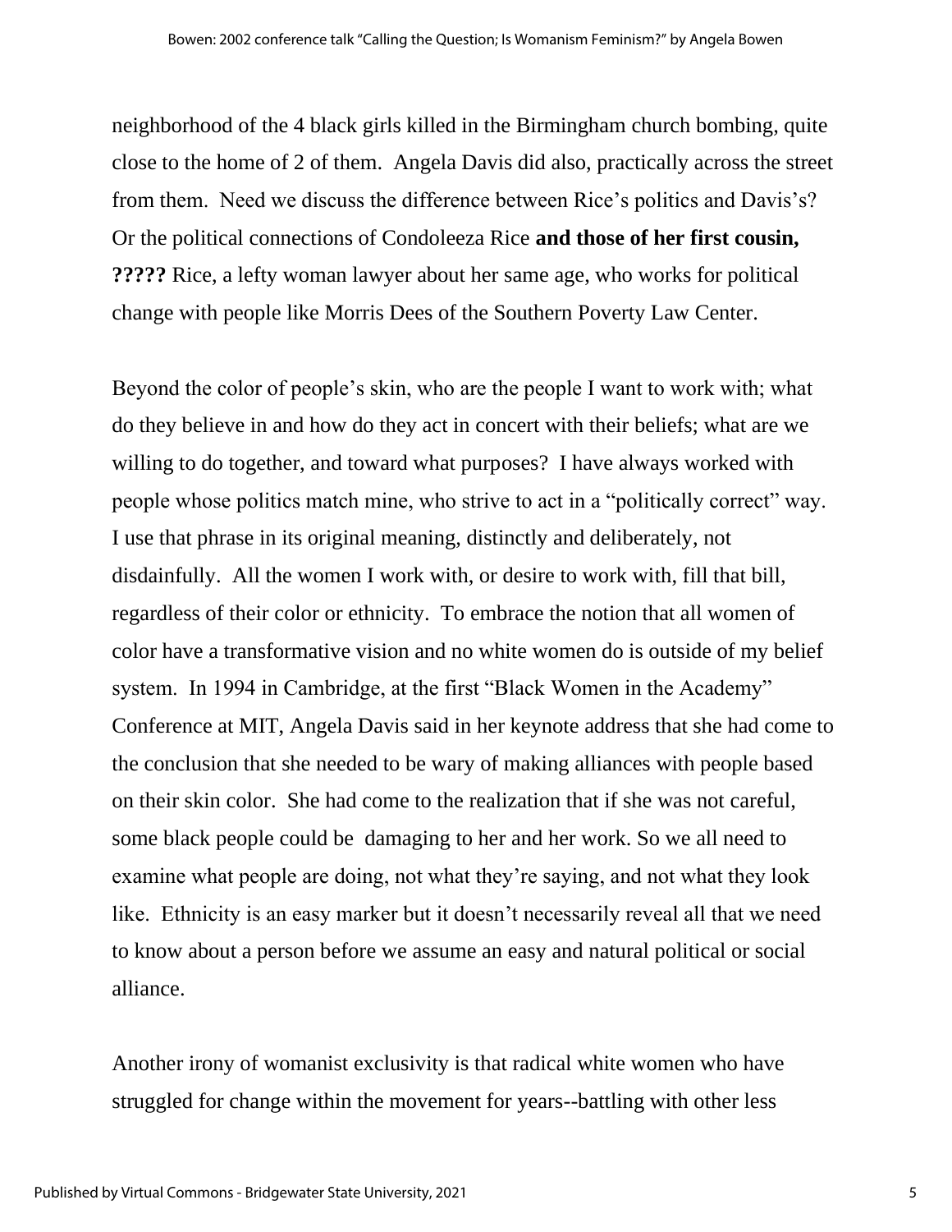neighborhood of the 4 black girls killed in the Birmingham church bombing, quite close to the home of 2 of them. Angela Davis did also, practically across the street from them. Need we discuss the difference between Rice's politics and Davis's? Or the political connections of Condoleeza Rice **and those of her first cousin, ?????** Rice, a lefty woman lawyer about her same age, who works for political change with people like Morris Dees of the Southern Poverty Law Center.

Beyond the color of people's skin, who are the people I want to work with; what do they believe in and how do they act in concert with their beliefs; what are we willing to do together, and toward what purposes? I have always worked with people whose politics match mine, who strive to act in a "politically correct" way. I use that phrase in its original meaning, distinctly and deliberately, not disdainfully. All the women I work with, or desire to work with, fill that bill, regardless of their color or ethnicity. To embrace the notion that all women of color have a transformative vision and no white women do is outside of my belief system. In 1994 in Cambridge, at the first "Black Women in the Academy" Conference at MIT, Angela Davis said in her keynote address that she had come to the conclusion that she needed to be wary of making alliances with people based on their skin color. She had come to the realization that if she was not careful, some black people could be damaging to her and her work. So we all need to examine what people are doing, not what they're saying, and not what they look like. Ethnicity is an easy marker but it doesn't necessarily reveal all that we need to know about a person before we assume an easy and natural political or social alliance.

Another irony of womanist exclusivity is that radical white women who have struggled for change within the movement for years--battling with other less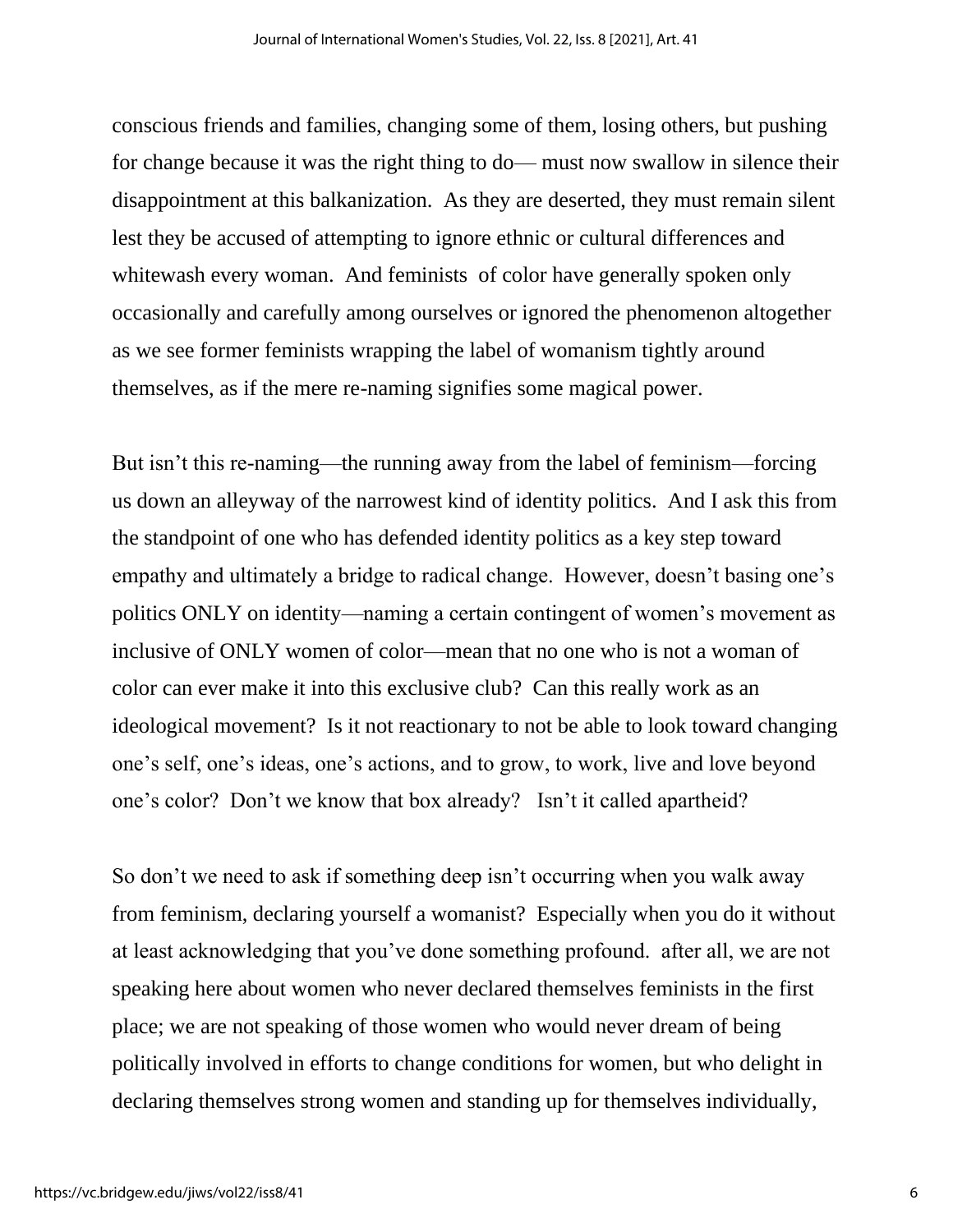conscious friends and families, changing some of them, losing others, but pushing for change because it was the right thing to do— must now swallow in silence their disappointment at this balkanization. As they are deserted, they must remain silent lest they be accused of attempting to ignore ethnic or cultural differences and whitewash every woman. And feminists of color have generally spoken only occasionally and carefully among ourselves or ignored the phenomenon altogether as we see former feminists wrapping the label of womanism tightly around themselves, as if the mere re-naming signifies some magical power.

But isn't this re-naming—the running away from the label of feminism—forcing us down an alleyway of the narrowest kind of identity politics. And I ask this from the standpoint of one who has defended identity politics as a key step toward empathy and ultimately a bridge to radical change. However, doesn't basing one's politics ONLY on identity—naming a certain contingent of women's movement as inclusive of ONLY women of color—mean that no one who is not a woman of color can ever make it into this exclusive club? Can this really work as an ideological movement? Is it not reactionary to not be able to look toward changing one's self, one's ideas, one's actions, and to grow, to work, live and love beyond one's color? Don't we know that box already? Isn't it called apartheid?

So don't we need to ask if something deep isn't occurring when you walk away from feminism, declaring yourself a womanist? Especially when you do it without at least acknowledging that you've done something profound. after all, we are not speaking here about women who never declared themselves feminists in the first place; we are not speaking of those women who would never dream of being politically involved in efforts to change conditions for women, but who delight in declaring themselves strong women and standing up for themselves individually,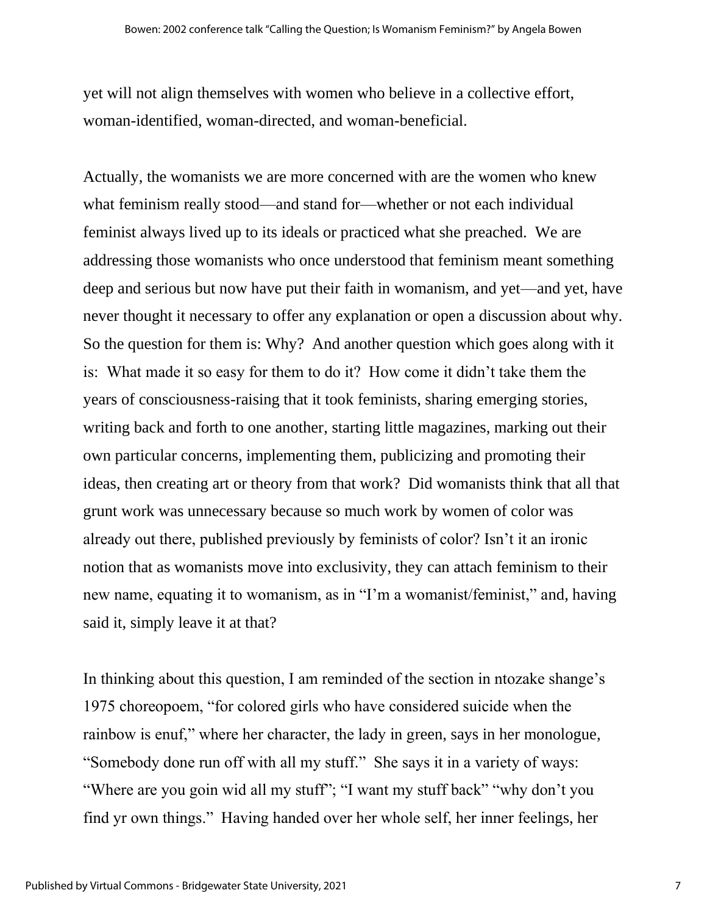yet will not align themselves with women who believe in a collective effort, woman-identified, woman-directed, and woman-beneficial.

Actually, the womanists we are more concerned with are the women who knew what feminism really stood—and stand for—whether or not each individual feminist always lived up to its ideals or practiced what she preached. We are addressing those womanists who once understood that feminism meant something deep and serious but now have put their faith in womanism, and yet—and yet, have never thought it necessary to offer any explanation or open a discussion about why. So the question for them is: Why? And another question which goes along with it is: What made it so easy for them to do it? How come it didn't take them the years of consciousness-raising that it took feminists, sharing emerging stories, writing back and forth to one another, starting little magazines, marking out their own particular concerns, implementing them, publicizing and promoting their ideas, then creating art or theory from that work? Did womanists think that all that grunt work was unnecessary because so much work by women of color was already out there, published previously by feminists of color? Isn't it an ironic notion that as womanists move into exclusivity, they can attach feminism to their new name, equating it to womanism, as in "I'm a womanist/feminist," and, having said it, simply leave it at that?

In thinking about this question, I am reminded of the section in ntozake shange's 1975 choreopoem, "for colored girls who have considered suicide when the rainbow is enuf," where her character, the lady in green, says in her monologue, "Somebody done run off with all my stuff." She says it in a variety of ways: "Where are you goin wid all my stuff"; "I want my stuff back" "why don't you find yr own things." Having handed over her whole self, her inner feelings, her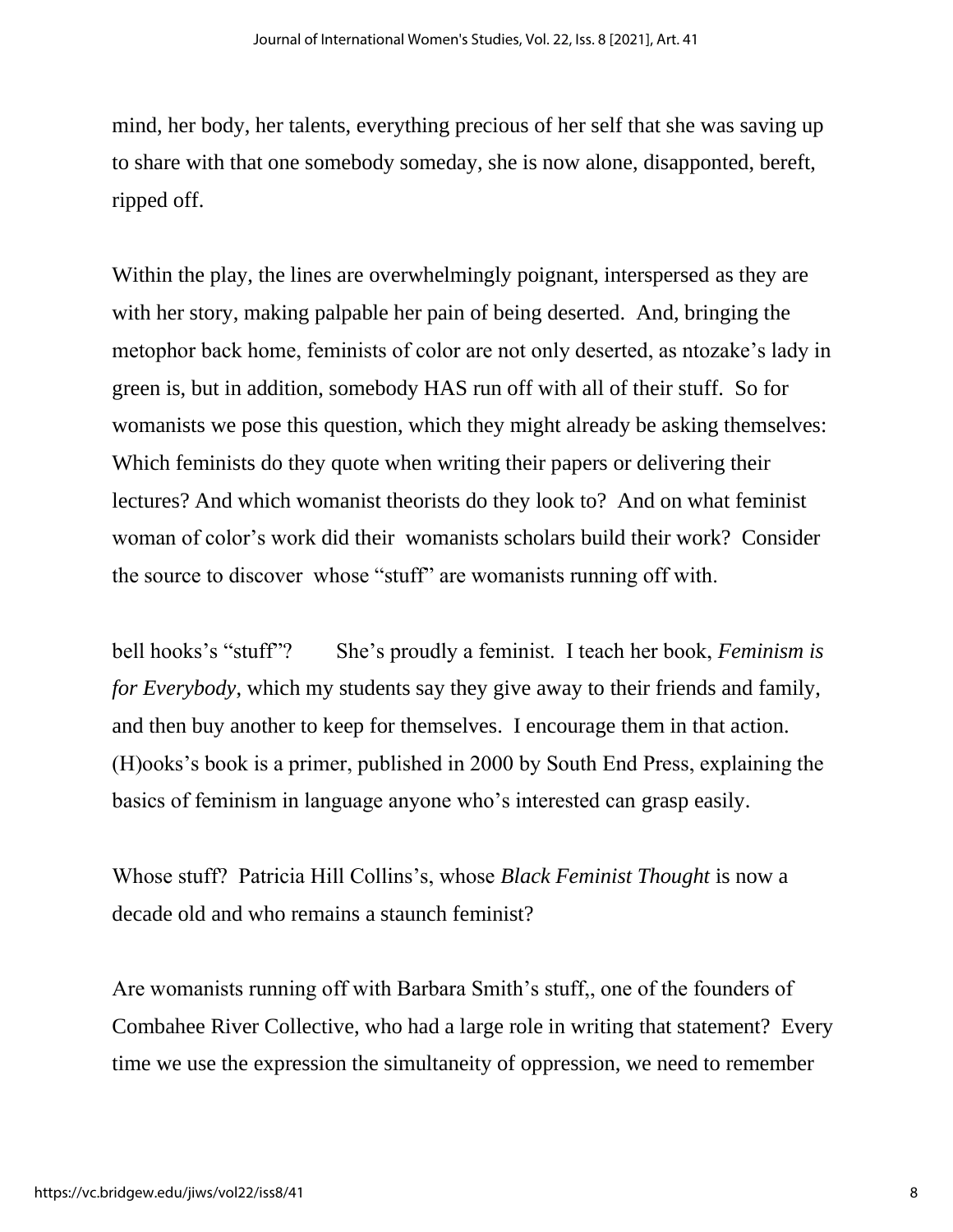mind, her body, her talents, everything precious of her self that she was saving up to share with that one somebody someday, she is now alone, disapponted, bereft, ripped off.

Within the play, the lines are overwhelmingly poignant, interspersed as they are with her story, making palpable her pain of being deserted. And, bringing the metophor back home, feminists of color are not only deserted, as ntozake's lady in green is, but in addition, somebody HAS run off with all of their stuff. So for womanists we pose this question, which they might already be asking themselves: Which feminists do they quote when writing their papers or delivering their lectures? And which womanist theorists do they look to? And on what feminist woman of color's work did their womanists scholars build their work? Consider the source to discover whose "stuff" are womanists running off with.

bell hooks's "stuff"? She's proudly a feminist. I teach her book, *Feminism is for Everybody*, which my students say they give away to their friends and family, and then buy another to keep for themselves. I encourage them in that action. (H)ooks's book is a primer, published in 2000 by South End Press, explaining the basics of feminism in language anyone who's interested can grasp easily.

Whose stuff? Patricia Hill Collins's, whose *Black Feminist Thought* is now a decade old and who remains a staunch feminist?

Are womanists running off with Barbara Smith's stuff,, one of the founders of Combahee River Collective, who had a large role in writing that statement? Every time we use the expression the simultaneity of oppression, we need to remember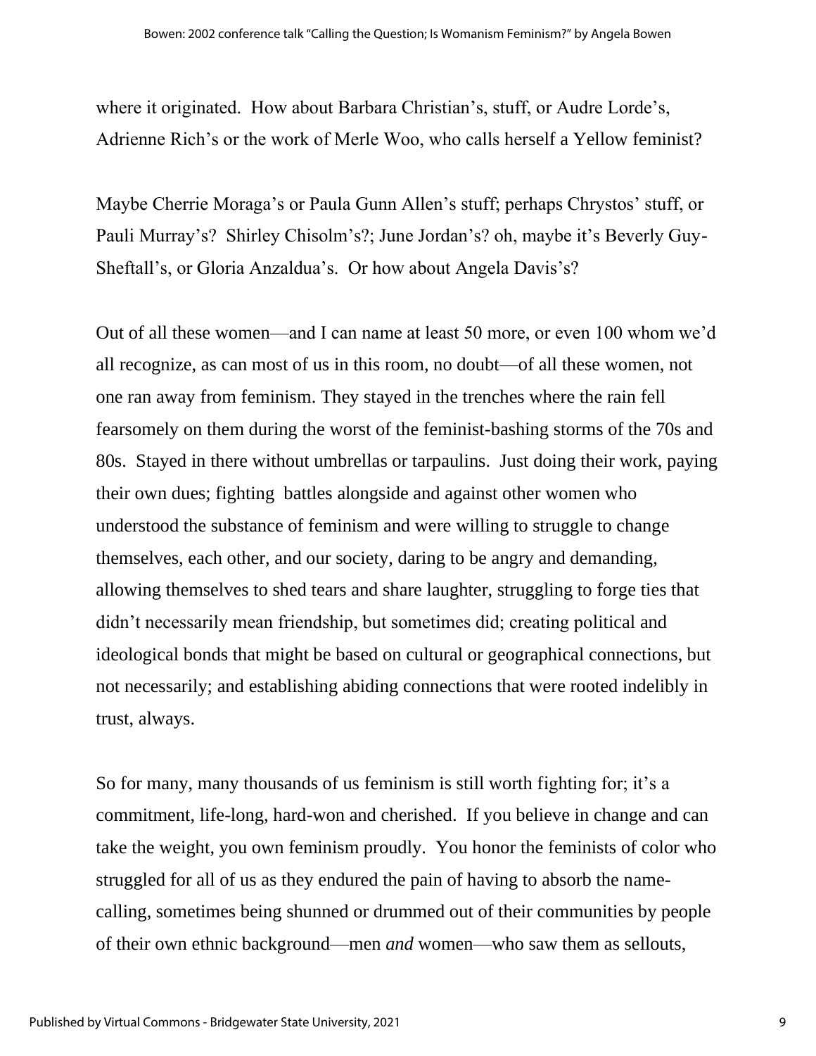where it originated. How about Barbara Christian's, stuff, or Audre Lorde's, Adrienne Rich's or the work of Merle Woo, who calls herself a Yellow feminist?

Maybe Cherrie Moraga's or Paula Gunn Allen's stuff; perhaps Chrystos' stuff, or Pauli Murray's? Shirley Chisolm's?; June Jordan's? oh, maybe it's Beverly Guy-Sheftall's, or Gloria Anzaldua's. Or how about Angela Davis's?

Out of all these women—and I can name at least 50 more, or even 100 whom we'd all recognize, as can most of us in this room, no doubt—of all these women, not one ran away from feminism. They stayed in the trenches where the rain fell fearsomely on them during the worst of the feminist-bashing storms of the 70s and 80s. Stayed in there without umbrellas or tarpaulins. Just doing their work, paying their own dues; fighting battles alongside and against other women who understood the substance of feminism and were willing to struggle to change themselves, each other, and our society, daring to be angry and demanding, allowing themselves to shed tears and share laughter, struggling to forge ties that didn't necessarily mean friendship, but sometimes did; creating political and ideological bonds that might be based on cultural or geographical connections, but not necessarily; and establishing abiding connections that were rooted indelibly in trust, always.

So for many, many thousands of us feminism is still worth fighting for; it's a commitment, life-long, hard-won and cherished. If you believe in change and can take the weight, you own feminism proudly. You honor the feminists of color who struggled for all of us as they endured the pain of having to absorb the name-calling, sometimes being shunned or drummed out of their communities by people of their own ethnic background—men *and* women—who saw them as sellouts,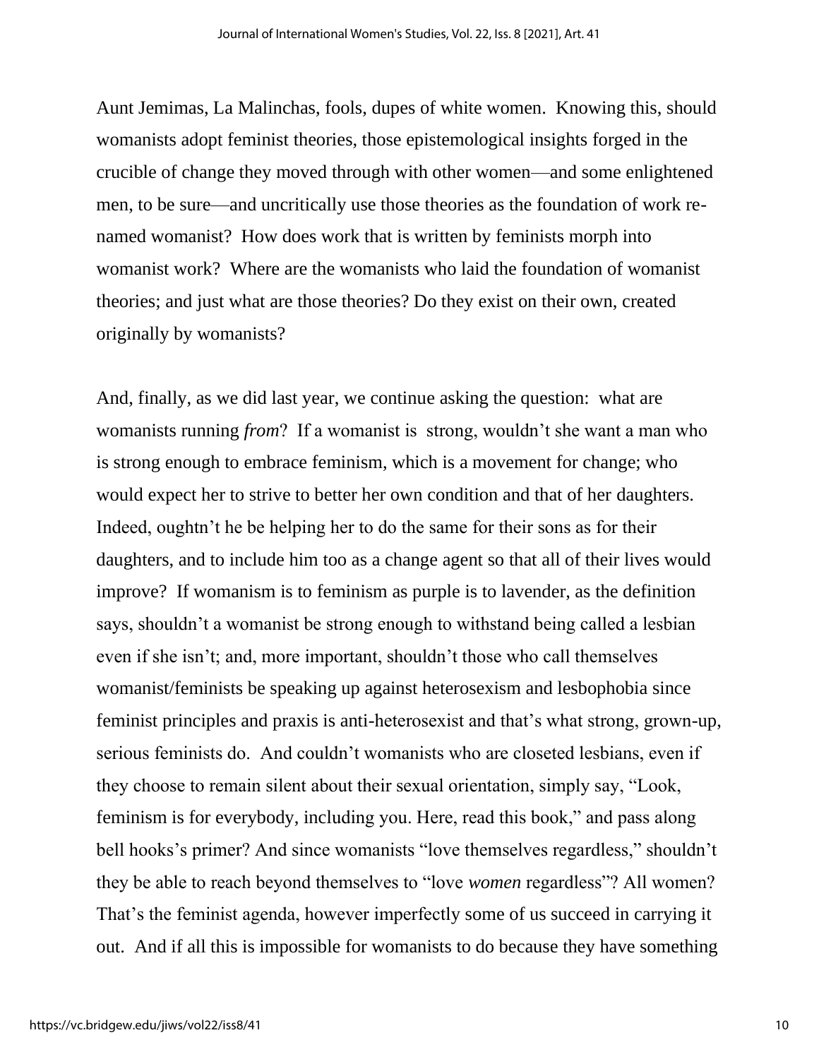Aunt Jemimas, La Malinchas, fools, dupes of white women. Knowing this, should womanists adopt feminist theories, those epistemological insights forged in the crucible of change they moved through with other women—and some enlightened men, to be sure—and uncritically use those theories as the foundation of work re-named womanist? How does work that is written by feminists morph into womanist work? Where are the womanists who laid the foundation of womanist theories; and just what are those theories? Do they exist on their own, created originally by womanists?

And, finally, as we did last year, we continue asking the question: what are womanists running *from*? If a womanist is strong, wouldn't she want a man who is strong enough to embrace feminism, which is a movement for change; who would expect her to strive to better her own condition and that of her daughters. Indeed, oughtn't he be helping her to do the same for their sons as for their daughters, and to include him too as a change agent so that all of their lives would improve? If womanism is to feminism as purple is to lavender, as the definition says, shouldn't a womanist be strong enough to withstand being called a lesbian even if she isn't; and, more important, shouldn't those who call themselves womanist/feminists be speaking up against heterosexism and lesbophobia since feminist principles and praxis is anti-heterosexist and that's what strong, grown-up, serious feminists do. And couldn't womanists who are closeted lesbians, even if they choose to remain silent about their sexual orientation, simply say, "Look, feminism is for everybody, including you. Here, read this book," and pass along bell hooks's primer? And since womanists "love themselves regardless," shouldn't they be able to reach beyond themselves to "love *women* regardless"? All women? That's the feminist agenda, however imperfectly some of us succeed in carrying it out. And if all this is impossible for womanists to do because they have something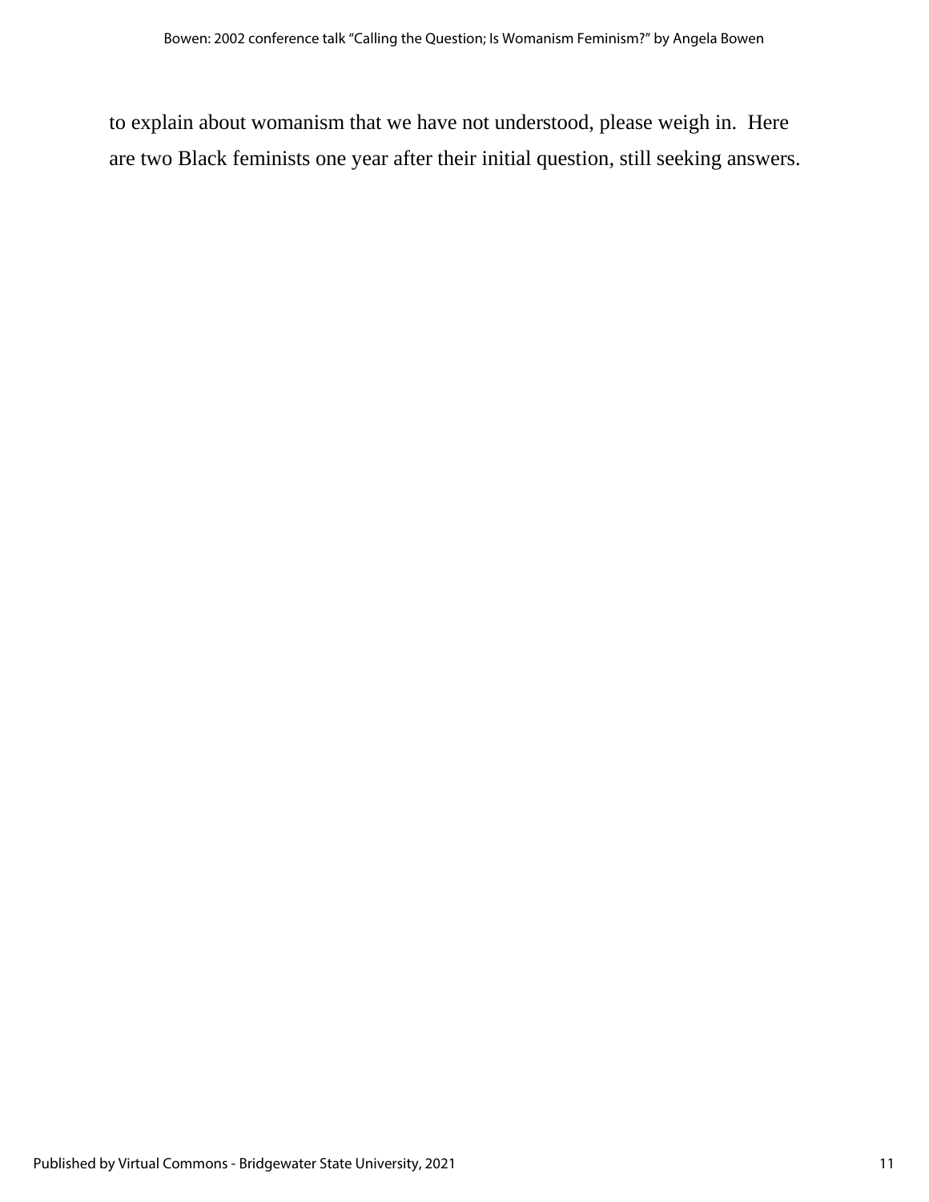to explain about womanism that we have not understood, please weigh in. Here are two Black feminists one year after their initial question, still seeking answers.